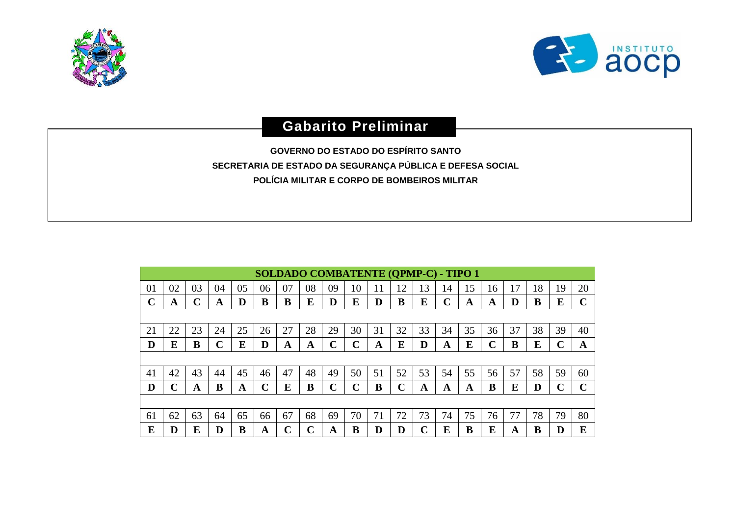## Gabarito Preliminar

**GOVERNO DO ESTADO DO ESPÍRITO SANTO**

**SECRETARIA DE ESTADO DA SEGURANÇA PÚBLICA E DEFESA SOCIAL**

**POLÍCIA MILITAR E CORPO DE BOMBEIROS MILITAR**

| SOLDADO COMBATENTE (QPMP-C) - TIPO 1 | | | | | | | | | | | | | | | | | | | |
|---|---|---|---|---|---|---|---|---|---|---|---|---|---|---|---|---|---|---|---|
| 01 | 02 | 03 | 04 | 05 | 06 | 07 | 08 | 09 | 10 | 11 | 12 | 13 | 14 | 15 | 16 | 17 | 18 | 19 | 20 |
| **C** | **A** | **C** | **A** | **D** | **B** | **B** | **E** | **D** | **E** | **D** | **B** | **E** | **C** | **A** | **A** | **D** | **B** | **E** | **C** |
| 21 | 22 | 23 | 24 | 25 | 26 | 27 | 28 | 29 | 30 | 31 | 32 | 33 | 34 | 35 | 36 | 37 | 38 | 39 | 40 |
| **D** | **E** | **B** | **C** | **E** | **D** | **A** | **A** | **C** | **C** | **A** | **E** | **D** | **A** | **E** | **C** | **B** | **E** | **C** | **A** |
| 41 | 42 | 43 | 44 | 45 | 46 | 47 | 48 | 49 | 50 | 51 | 52 | 53 | 54 | 55 | 56 | 57 | 58 | 59 | 60 |
| **D** | **C** | **A** | **B** | **A** | **C** | **E** | **B** | **C** | **C** | **B** | **C** | **A** | **A** | **A** | **B** | **E** | **D** | **C** | **C** |
| 61 | 62 | 63 | 64 | 65 | 66 | 67 | 68 | 69 | 70 | 71 | 72 | 73 | 74 | 75 | 76 | 77 | 78 | 79 | 80 |
| **E** | **D** | **E** | **D** | **B** | **A** | **C** | **C** | **A** | **B** | **D** | **D** | **C** | **E** | **B** | **E** | **A** | **B** | **D** | **E** |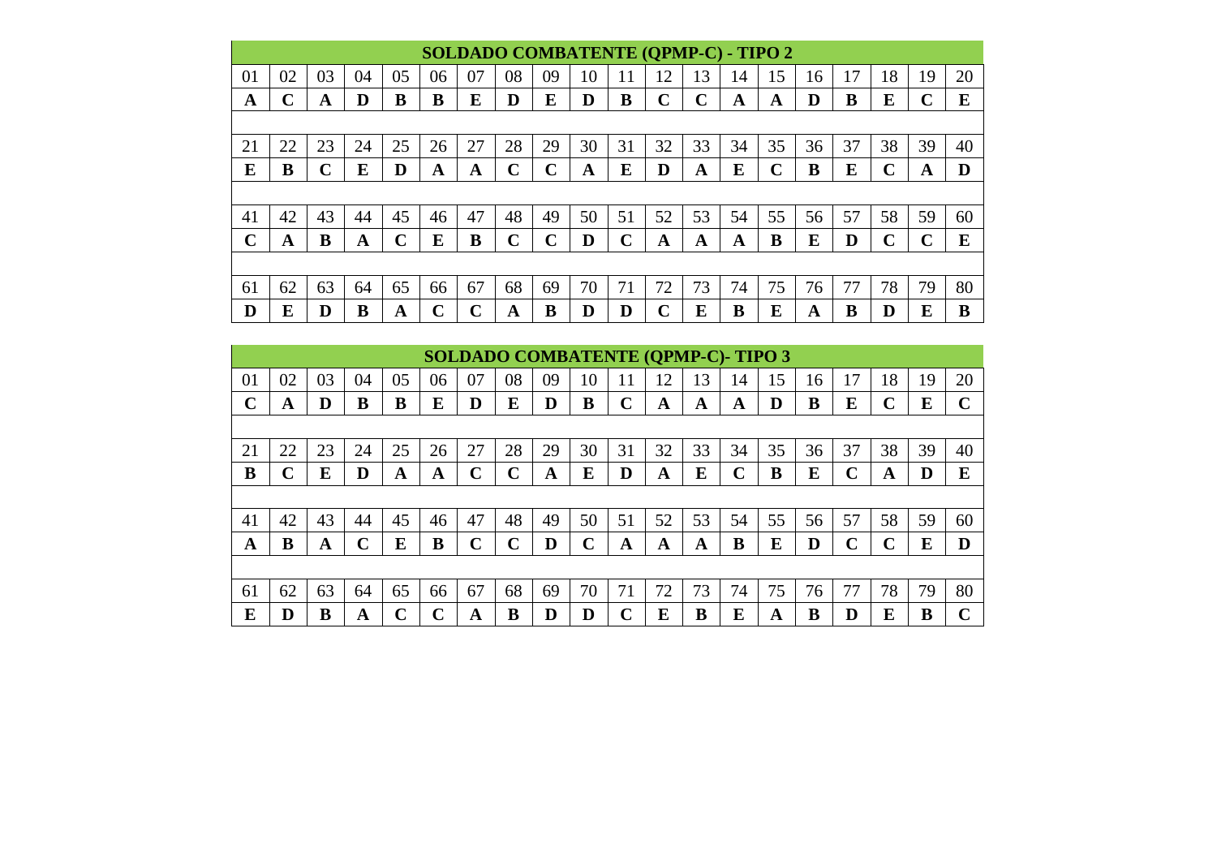| SOLDADO COMBATENTE (QPMP-C) - TIPO 2 | | | | | | | | | | | | | | | | | | | |
|---|---|---|---|---|---|---|---|---|---|---|---|---|---|---|---|---|---|---|---|
| 01 | 02 | 03 | 04 | 05 | 06 | 07 | 08 | 09 | 10 | 11 | 12 | 13 | 14 | 15 | 16 | 17 | 18 | 19 | 20 |
| **A** | **C** | **A** | **D** | **B** | **B** | **E** | **D** | **E** | **D** | **B** | **C** | **C** | **A** | **A** | **D** | **B** | **E** | **C** | **E** |
| 21 | 22 | 23 | 24 | 25 | 26 | 27 | 28 | 29 | 30 | 31 | 32 | 33 | 34 | 35 | 36 | 37 | 38 | 39 | 40 |
| **E** | **B** | **C** | **E** | **D** | **A** | **A** | **C** | **C** | **A** | **E** | **D** | **A** | **E** | **C** | **B** | **E** | **C** | **A** | **D** |
| 41 | 42 | 43 | 44 | 45 | 46 | 47 | 48 | 49 | 50 | 51 | 52 | 53 | 54 | 55 | 56 | 57 | 58 | 59 | 60 |
| **C** | **A** | **B** | **A** | **C** | **E** | **B** | **C** | **C** | **D** | **C** | **A** | **A** | **A** | **B** | **E** | **D** | **C** | **C** | **E** |
| 61 | 62 | 63 | 64 | 65 | 66 | 67 | 68 | 69 | 70 | 71 | 72 | 73 | 74 | 75 | 76 | 77 | 78 | 79 | 80 |
| **D** | **E** | **D** | **B** | **A** | **C** | **C** | **A** | **B** | **D** | **D** | **C** | **E** | **B** | **E** | **A** | **B** | **D** | **E** | **B** |

| SOLDADO COMBATENTE (QPMP-C)- TIPO 3 | | | | | | | | | | | | | | | | | | | |
|---|---|---|---|---|---|---|---|---|---|---|---|---|---|---|---|---|---|---|---|
| 01 | 02 | 03 | 04 | 05 | 06 | 07 | 08 | 09 | 10 | 11 | 12 | 13 | 14 | 15 | 16 | 17 | 18 | 19 | 20 |
| **C** | **A** | **D** | **B** | **B** | **E** | **D** | **E** | **D** | **B** | **C** | **A** | **A** | **A** | **D** | **B** | **E** | **C** | **E** | **C** |
| 21 | 22 | 23 | 24 | 25 | 26 | 27 | 28 | 29 | 30 | 31 | 32 | 33 | 34 | 35 | 36 | 37 | 38 | 39 | 40 |
| **B** | **C** | **E** | **D** | **A** | **A** | **C** | **C** | **A** | **E** | **D** | **A** | **E** | **C** | **B** | **E** | **C** | **A** | **D** | **E** |
| 41 | 42 | 43 | 44 | 45 | 46 | 47 | 48 | 49 | 50 | 51 | 52 | 53 | 54 | 55 | 56 | 57 | 58 | 59 | 60 |
| **A** | **B** | **A** | **C** | **E** | **B** | **C** | **C** | **D** | **C** | **A** | **A** | **A** | **B** | **E** | **D** | **C** | **C** | **E** | **D** |
| 61 | 62 | 63 | 64 | 65 | 66 | 67 | 68 | 69 | 70 | 71 | 72 | 73 | 74 | 75 | 76 | 77 | 78 | 79 | 80 |
| **E** | **D** | **B** | **A** | **C** | **C** | **A** | **B** | **D** | **D** | **C** | **E** | **B** | **E** | **A** | **B** | **D** | **E** | **B** | **C** |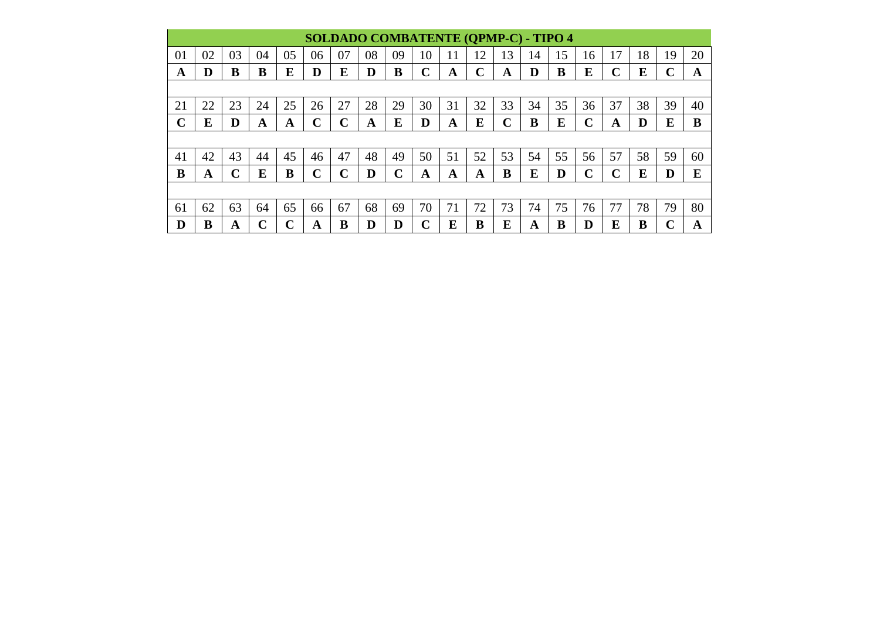| SOLDADO COMBATENTE (QPMP-C) - TIPO 4 | | | | | | | | | | | | | | | | | | | |
|---|---|---|---|---|---|---|---|---|---|---|---|---|---|---|---|---|---|---|---|
| 01 | 02 | 03 | 04 | 05 | 06 | 07 | 08 | 09 | 10 | 11 | 12 | 13 | 14 | 15 | 16 | 17 | 18 | 19 | 20 |
| **A** | **D** | **B** | **B** | **E** | **D** | **E** | **D** | **B** | **C** | **A** | **C** | **A** | **D** | **B** | **E** | **C** | **E** | **C** | **A** |
| | | | | | | | | | | | | | | | | | | | |
| 21 | 22 | 23 | 24 | 25 | 26 | 27 | 28 | 29 | 30 | 31 | 32 | 33 | 34 | 35 | 36 | 37 | 38 | 39 | 40 |
| **C** | **E** | **D** | **A** | **A** | **C** | **C** | **A** | **E** | **D** | **A** | **E** | **C** | **B** | **E** | **C** | **A** | **D** | **E** | **B** |
| | | | | | | | | | | | | | | | | | | | |
| 41 | 42 | 43 | 44 | 45 | 46 | 47 | 48 | 49 | 50 | 51 | 52 | 53 | 54 | 55 | 56 | 57 | 58 | 59 | 60 |
| **B** | **A** | **C** | **E** | **B** | **C** | **C** | **D** | **C** | **A** | **A** | **A** | **B** | **E** | **D** | **C** | **C** | **E** | **D** | **E** |
| | | | | | | | | | | | | | | | | | | | |
| 61 | 62 | 63 | 64 | 65 | 66 | 67 | 68 | 69 | 70 | 71 | 72 | 73 | 74 | 75 | 76 | 77 | 78 | 79 | 80 |
| **D** | **B** | **A** | **C** | **C** | **A** | **B** | **D** | **D** | **C** | **E** | **B** | **E** | **A** | **B** | **D** | **E** | **B** | **C** | **A** |